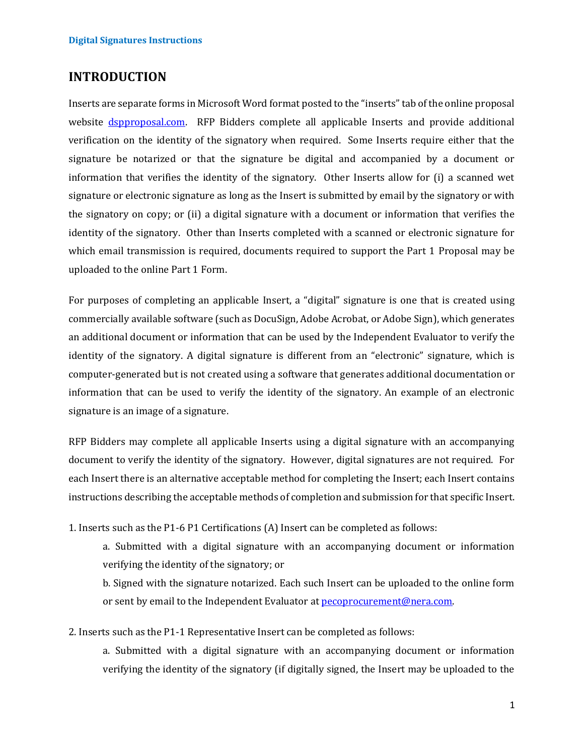# INTRODUCTION

Inserts are separate forms in Microsoft Word format posted to the "inserts" tab of the online proposal website [dspproposal.com](dspproposal.com). RFP Bidders complete all applicable Inserts and provide additional verification on the identity of the signatory when required. Some Inserts require either that the signature be notarized or that the signature be digital and accompanied by a document or information that verifies the identity of the signatory. Other Inserts allow for (i) a scanned wet signature or electronic signature as long as the Insert is submitted by email by the signatory or with the signatory on copy; or (ii) a digital signature with a document or information that verifies the identity of the signatory. Other than Inserts completed with a scanned or electronic signature for which email transmission is required, documents required to support the Part 1 Proposal may be uploaded to the online Part 1 Form.

For purposes of completing an applicable Insert, a "digital" signature is one that is created using commercially available software (such as DocuSign, Adobe Acrobat, or Adobe Sign), which generates an additional document or information that can be used by the Independent Evaluator to verify the identity of the signatory. A digital signature is different from an "electronic" signature, which is computer-generated but is not created using a software that generates additional documentation or information that can be used to verify the identity of the signatory. An example of an electronic signature is an image of a signature.

RFP Bidders may complete all applicable Inserts using a digital signature with an accompanying document to verify the identity of the signatory. However, digital signatures are not required. For each Insert there is an alternative acceptable method for completing the Insert; each Insert contains instructions describing the acceptable methods of completion and submission for that specific Insert.

1. Inserts such as the P1-6 P1 Certifications (A) Insert can be completed as follows:

   a. Submitted with a digital signature with an accompanying document or information verifying the identity of the signatory; or

   b. Signed with the signature notarized. Each such Insert can be uploaded to the online form or sent by email to the Independent Evaluator at [pecoprocurement@nera.com](mailto:pecoprocurement@nera.com).

2. Inserts such as the P1-1 Representative Insert can be completed as follows:

   a. Submitted with a digital signature with an accompanying document or information verifying the identity of the signatory (if digitally signed, the Insert may be uploaded to the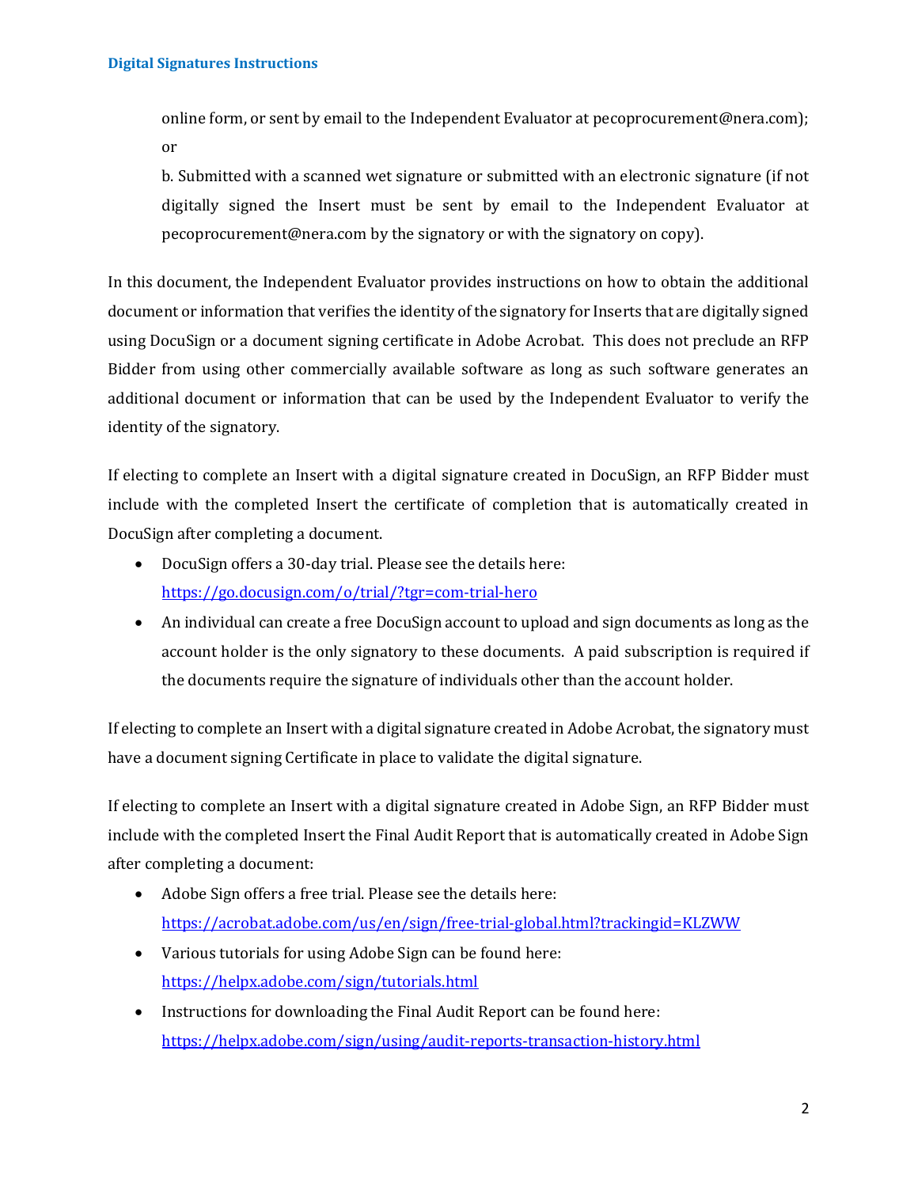online form, or sent by email to the Independent Evaluator at pecoprocurement@nera.com); or

b. Submitted with a scanned wet signature or submitted with an electronic signature (if not digitally signed the Insert must be sent by email to the Independent Evaluator at pecoprocurement@nera.com by the signatory or with the signatory on copy).

In this document, the Independent Evaluator provides instructions on how to obtain the additional document or information that verifies the identity of the signatory for Inserts that are digitally signed using DocuSign or a document signing certificate in Adobe Acrobat. This does not preclude an RFP Bidder from using other commercially available software as long as such software generates an additional document or information that can be used by the Independent Evaluator to verify the identity of the signatory.

If electing to complete an Insert with a digital signature created in DocuSign, an RFP Bidder must include with the completed Insert the certificate of completion that is automatically created in DocuSign after completing a document.

- DocuSign offers a 30-day trial. Please see the details here: https://go.docusign.com/o/trial/?tgr=com-trial-hero
- An individual can create a free DocuSign account to upload and sign documents as long as the account holder is the only signatory to these documents. A paid subscription is required if the documents require the signature of individuals other than the account holder.

If electing to complete an Insert with a digital signature created in Adobe Acrobat, the signatory must have a document signing Certificate in place to validate the digital signature.

If electing to complete an Insert with a digital signature created in Adobe Sign, an RFP Bidder must include with the completed Insert the Final Audit Report that is automatically created in Adobe Sign after completing a document:

- Adobe Sign offers a free trial. Please see the details here: https://acrobat.adobe.com/us/en/sign/free-trial-global.html?trackingid=KLZWW
- Various tutorials for using Adobe Sign can be found here: https://helpx.adobe.com/sign/tutorials.html
- Instructions for downloading the Final Audit Report can be found here: https://helpx.adobe.com/sign/using/audit-reports-transaction-history.html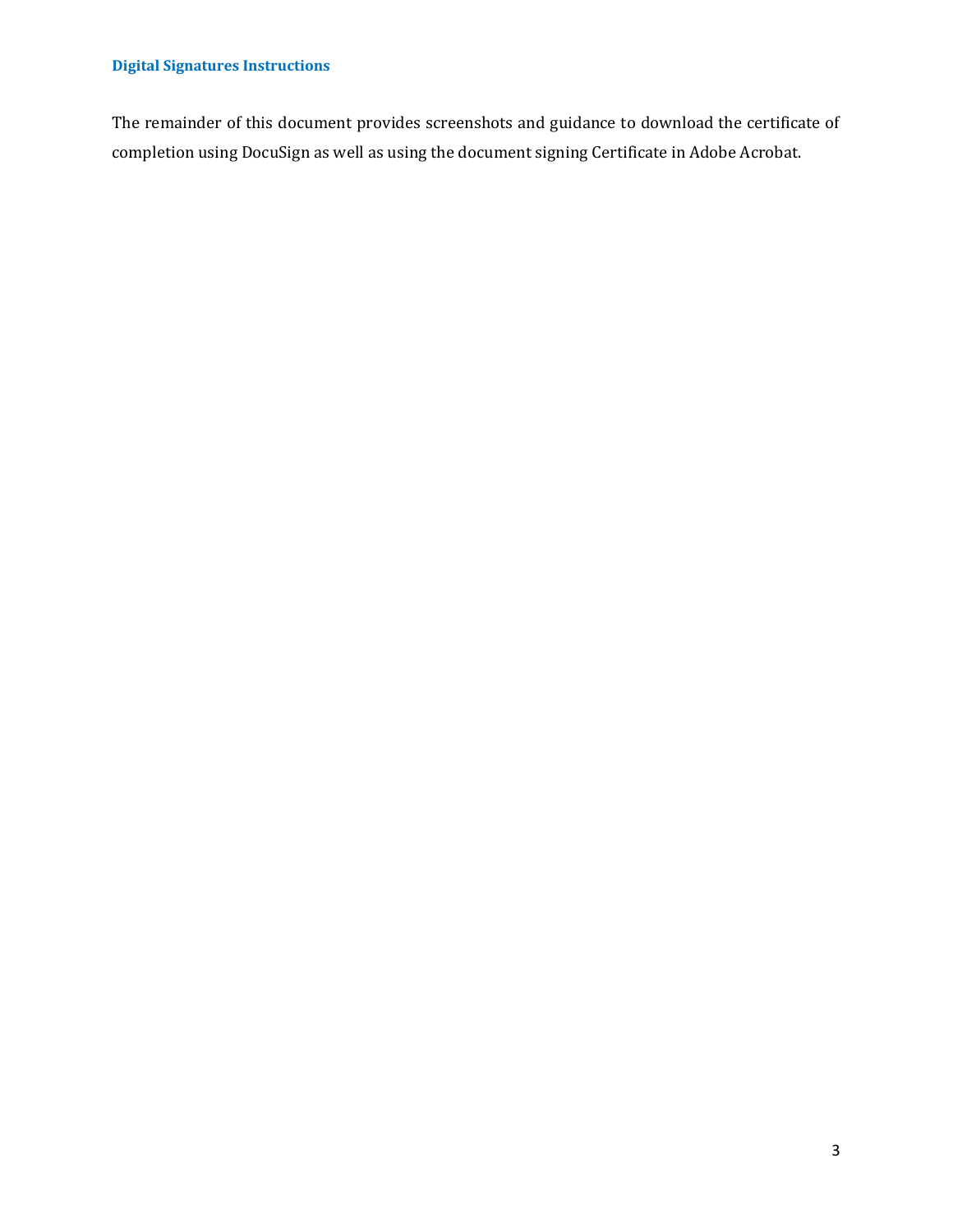### Digital Signatures Instructions

The remainder of this document provides screenshots and guidance to download the certificate of completion using DocuSign as well as using the document signing Certificate in Adobe Acrobat.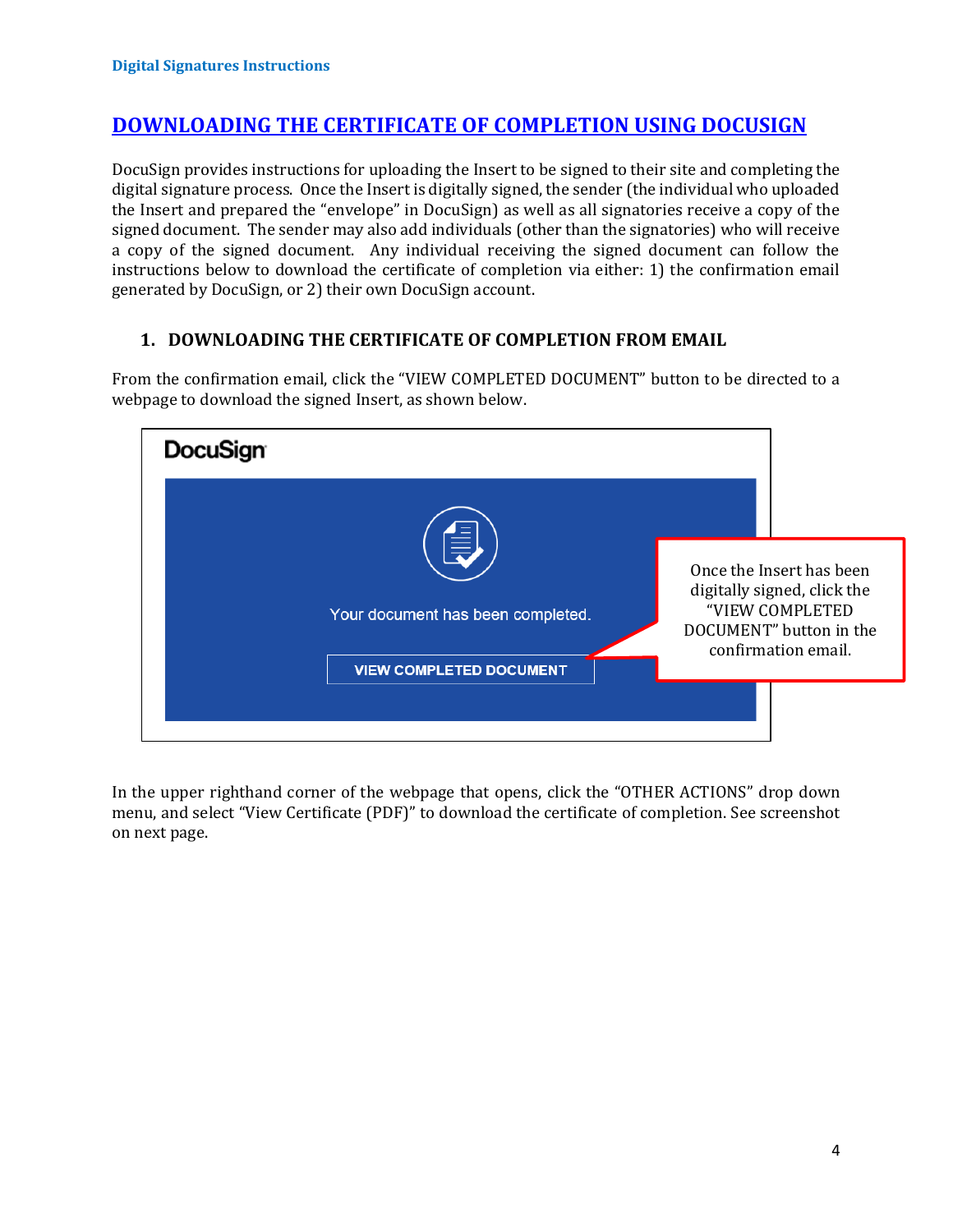## DOWNLOADING THE CERTIFICATE OF COMPLETION USING DOCUSIGN

DocuSign provides instructions for uploading the Insert to be signed to their site and completing the digital signature process. Once the Insert is digitally signed, the sender (the individual who uploaded the Insert and prepared the "envelope" in DocuSign) as well as all signatories receive a copy of the signed document. The sender may also add individuals (other than the signatories) who will receive a copy of the signed document. Any individual receiving the signed document can follow the instructions below to download the certificate of completion via either: 1) the confirmation email generated by DocuSign, or 2) their own DocuSign account.

### 1. DOWNLOADING THE CERTIFICATE OF COMPLETION FROM EMAIL

From the confirmation email, click the "VIEW COMPLETED DOCUMENT" button to be directed to a webpage to download the signed Insert, as shown below.

DocuSign

Your document has been completed.

VIEW COMPLETED DOCUMENT

Once the Insert has been digitally signed, click the "VIEW COMPLETED DOCUMENT" button in the confirmation email.

In the upper righthand corner of the webpage that opens, click the "OTHER ACTIONS" drop down menu, and select "View Certificate (PDF)" to download the certificate of completion. See screenshot on next page.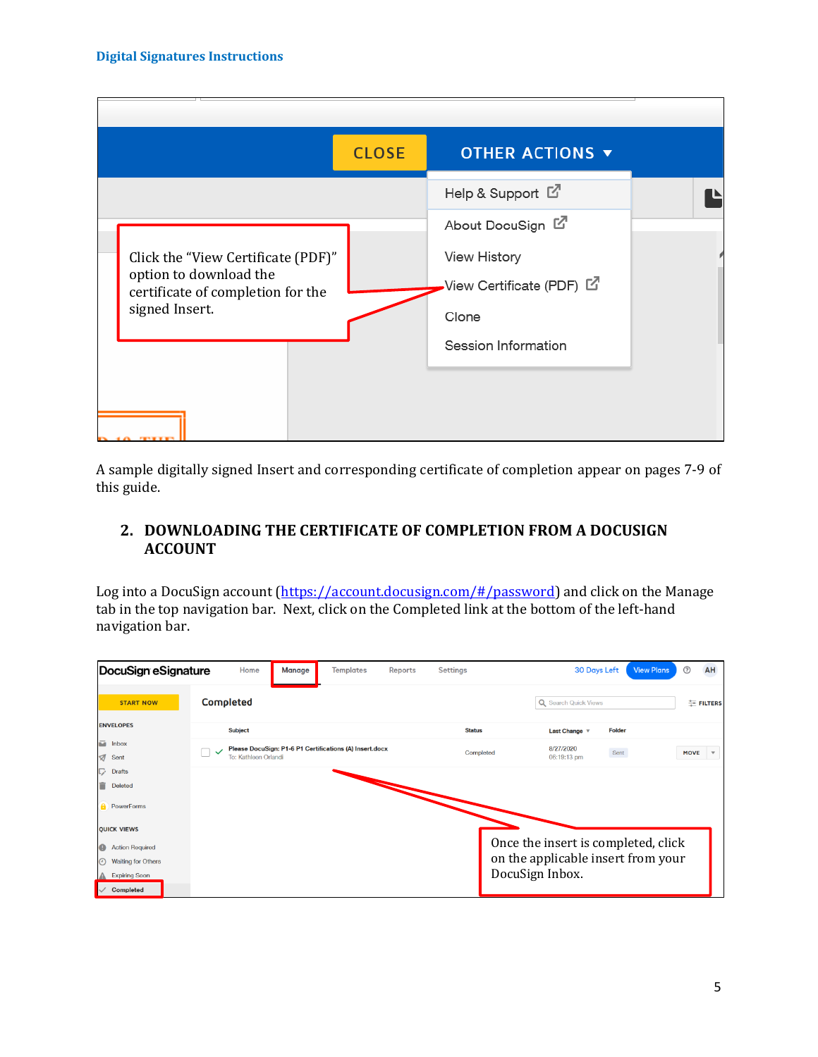A sample digitally signed Insert and corresponding certificate of completion appear on pages 7-9 of this guide.

## 2. DOWNLOADING THE CERTIFICATE OF COMPLETION FROM A DOCUSIGN ACCOUNT

Log into a DocuSign account (https://account.docusign.com/#/password) and click on the Manage tab in the top navigation bar. Next, click on the Completed link at the bottom of the left-hand navigation bar.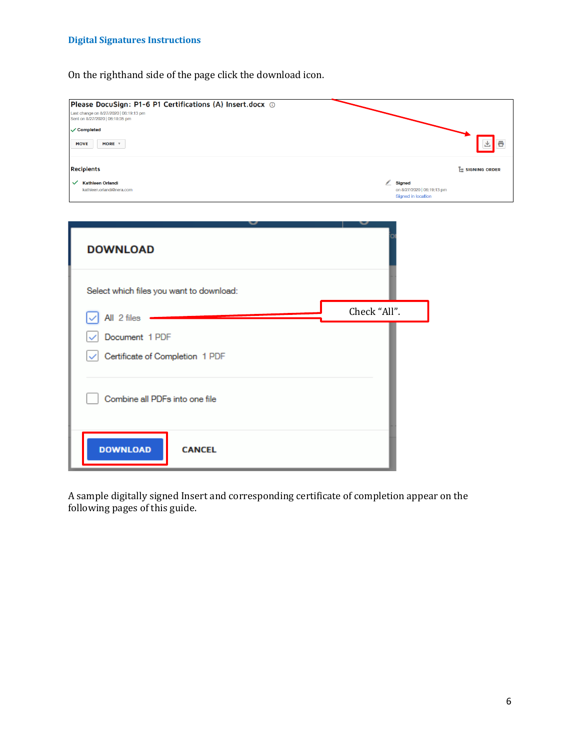On the righthand side of the page click the download icon.

A sample digitally signed Insert and corresponding certificate of completion appear on the following pages of this guide.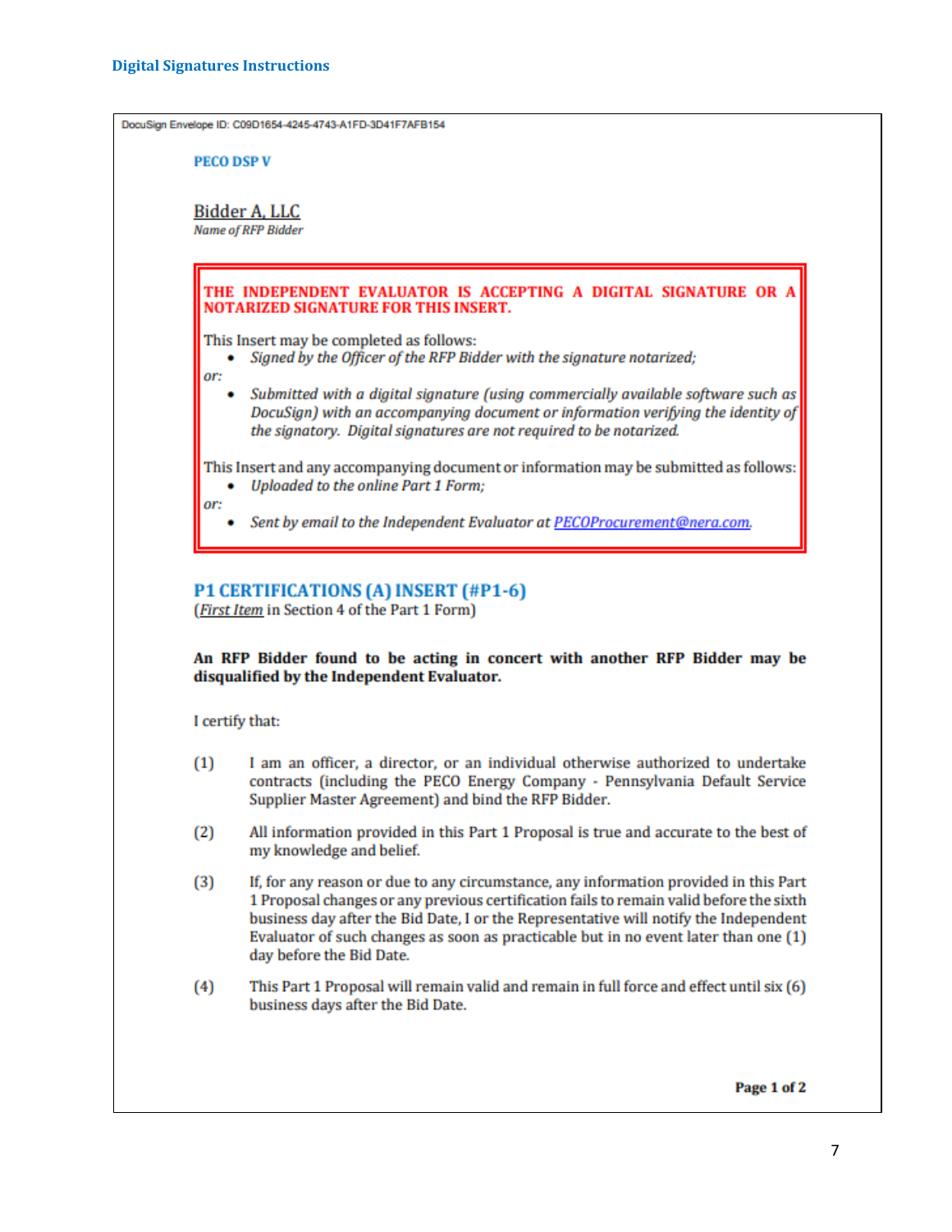## Digital Signatures Instructions

DocuSign Envelope ID: C09D1654-4245-4743-A1FD-3D41F7AFB154

**PECO DSP V**

Bidder A, LLC
*Name of RFP Bidder*

**THE INDEPENDENT EVALUATOR IS ACCEPTING A DIGITAL SIGNATURE OR A NOTARIZED SIGNATURE FOR THIS INSERT.**

This Insert may be completed as follows:

- *Signed by the Officer of the RFP Bidder with the signature notarized;*

*or:*

- *Submitted with a digital signature (using commercially available software such as DocuSign) with an accompanying document or information verifying the identity of the signatory. Digital signatures are not required to be notarized.*

This Insert and any accompanying document or information may be submitted as follows:

- *Uploaded to the online Part 1 Form;*

*or:*

- *Sent by email to the Independent Evaluator at PECOProcurement@nera.com.*

### P1 CERTIFICATIONS (A) INSERT (#P1-6)

(*First Item* in Section 4 of the Part 1 Form)

**An RFP Bidder found to be acting in concert with another RFP Bidder may be disqualified by the Independent Evaluator.**

I certify that:

(1) I am an officer, a director, or an individual otherwise authorized to undertake contracts (including the PECO Energy Company - Pennsylvania Default Service Supplier Master Agreement) and bind the RFP Bidder.

(2) All information provided in this Part 1 Proposal is true and accurate to the best of my knowledge and belief.

(3) If, for any reason or due to any circumstance, any information provided in this Part 1 Proposal changes or any previous certification fails to remain valid before the sixth business day after the Bid Date, I or the Representative will notify the Independent Evaluator of such changes as soon as practicable but in no event later than one (1) day before the Bid Date.

(4) This Part 1 Proposal will remain valid and remain in full force and effect until six (6) business days after the Bid Date.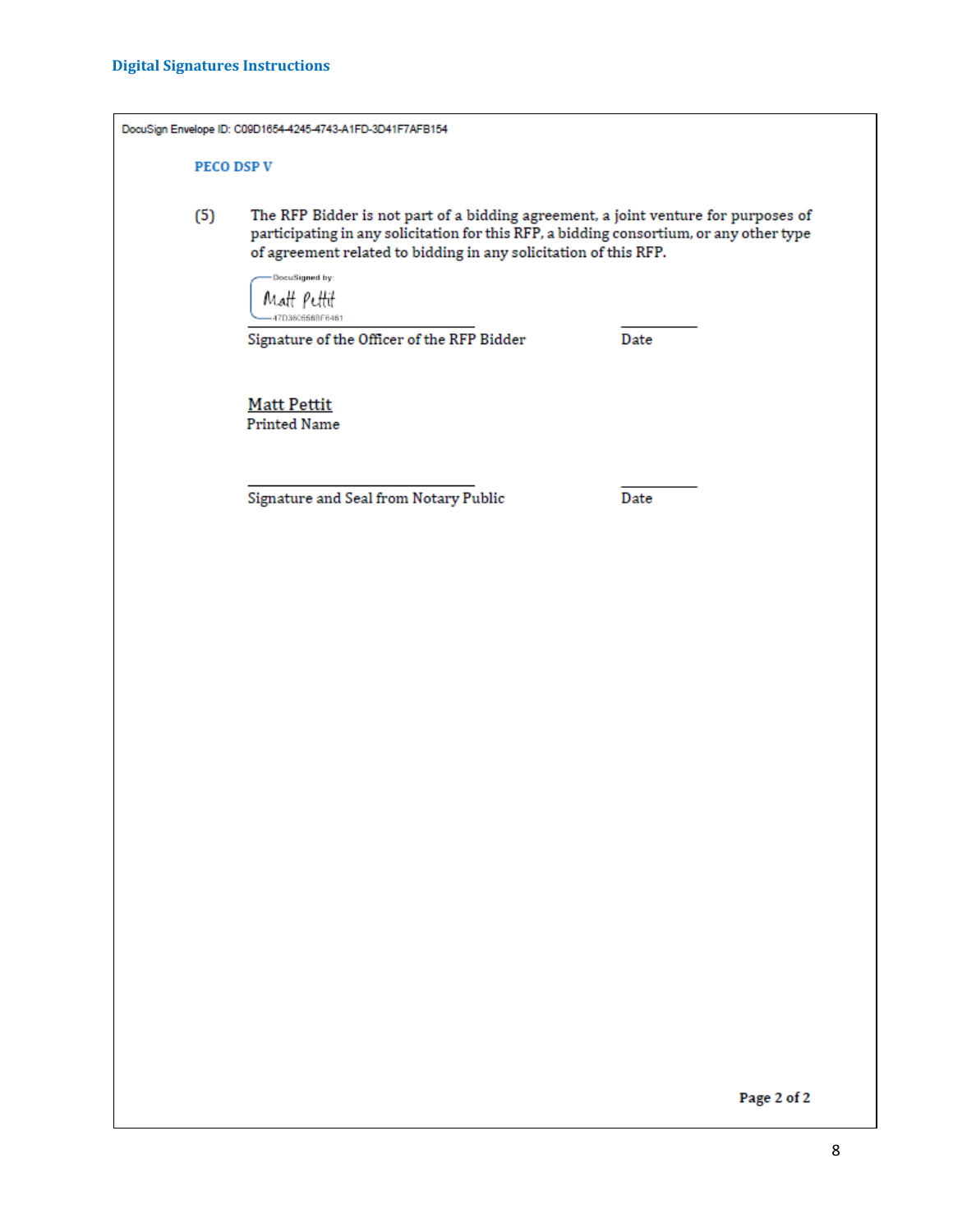## Digital Signatures Instructions

DocuSign Envelope ID: C09D1654-4245-4743-A1FD-3D41F7AFB154

**PECO DSP V**

(5) The RFP Bidder is not part of a bidding agreement, a joint venture for purposes of participating in any solicitation for this RFP, a bidding consortium, or any other type of agreement related to bidding in any solicitation of this RFP.

DocuSigned by:
Matt Pettit
47D3605580F6461

_______________________________ __________
Signature of the Officer of the RFP Bidder Date

Matt Pettit
Printed Name

_______________________________ __________
Signature and Seal from Notary Public Date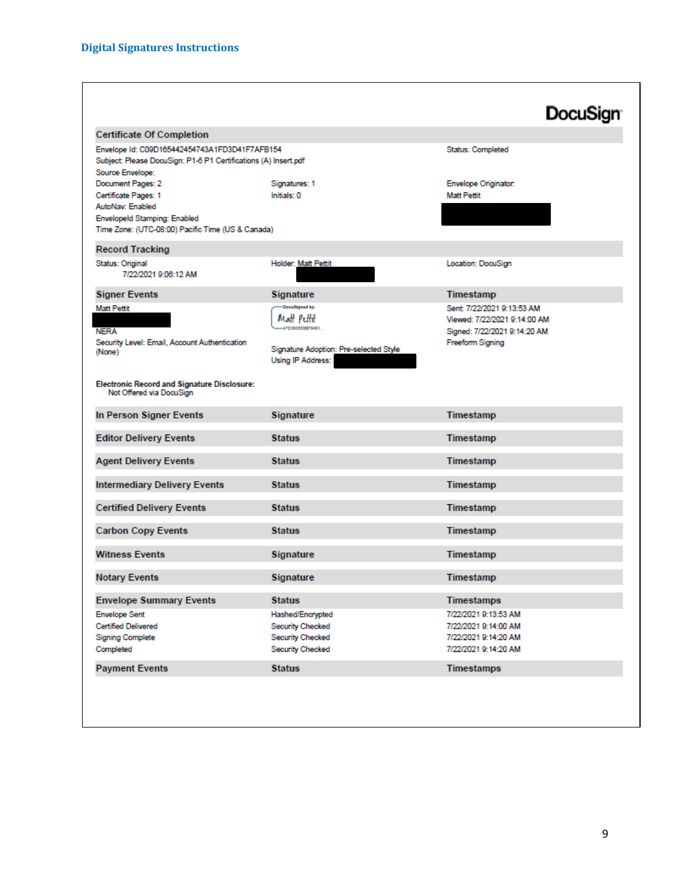## Digital Signatures Instructions

DocuSign

### Certificate Of Completion

Envelope Id: C09D165442454743A1FD3D41F7AFB154
Subject: Please DocuSign: P1-6 P1 Certifications (A) Insert.pdf
Source Envelope:

Status: Completed

| | | |
|---|---|---|
| Document Pages: 2 | Signatures: 1 | Envelope Originator: |
| Certificate Pages: 1 | Initials: 0 | Matt Pettit |
| AutoNav: Enabled | | |
| EnvelopeId Stamping: Enabled | | |
| Time Zone: (UTC-08:00) Pacific Time (US & Canada) | | |

| Record Tracking | | |
|---|---|---|
| Status: Original<br>7/22/2021 9:06:12 AM | Holder: Matt Pettit | Location: DocuSign |

| Signer Events | Signature | Timestamp |
|---|---|---|
| Matt Pettit<br>NERA<br>Security Level: Email, Account Authentication (None) | DocuSigned by: Matt Pettit 47D3605589F6461...<br>Signature Adoption: Pre-selected Style<br>Using IP Address: | Sent: 7/22/2021 9:13:53 AM<br>Viewed: 7/22/2021 9:14:00 AM<br>Signed: 7/22/2021 9:14:20 AM<br>Freeform Signing |

**Electronic Record and Signature Disclosure:**
Not Offered via DocuSign

| In Person Signer Events | Signature | Timestamp |
|---|---|---|

| Editor Delivery Events | Status | Timestamp |
|---|---|---|

| Agent Delivery Events | Status | Timestamp |
|---|---|---|

| Intermediary Delivery Events | Status | Timestamp |
|---|---|---|

| Certified Delivery Events | Status | Timestamp |
|---|---|---|

| Carbon Copy Events | Status | Timestamp |
|---|---|---|

| Witness Events | Signature | Timestamp |
|---|---|---|

| Notary Events | Signature | Timestamp |
|---|---|---|

| Envelope Summary Events | Status | Timestamps |
|---|---|---|
| Envelope Sent | Hashed/Encrypted | 7/22/2021 9:13:53 AM |
| Certified Delivered | Security Checked | 7/22/2021 9:14:00 AM |
| Signing Complete | Security Checked | 7/22/2021 9:14:20 AM |
| Completed | Security Checked | 7/22/2021 9:14:20 AM |

| Payment Events | Status | Timestamps |
|---|---|---|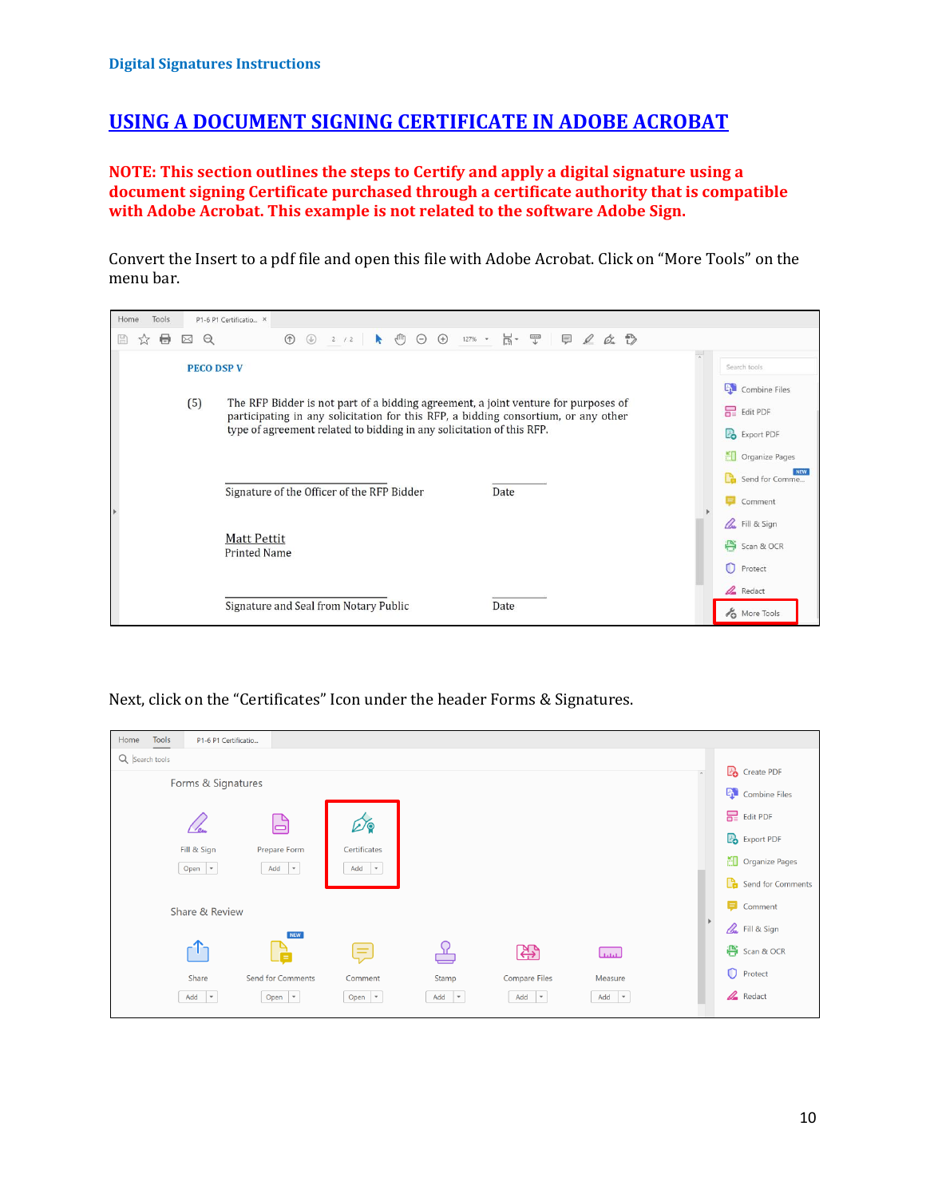**Digital Signatures Instructions**

# USING A DOCUMENT SIGNING CERTIFICATE IN ADOBE ACROBAT

**NOTE: This section outlines the steps to Certify and apply a digital signature using a document signing Certificate purchased through a certificate authority that is compatible with Adobe Acrobat. This example is not related to the software Adobe Sign.**

Convert the Insert to a pdf file and open this file with Adobe Acrobat. Click on “More Tools” on the menu bar.

Next, click on the “Certificates” Icon under the header Forms & Signatures.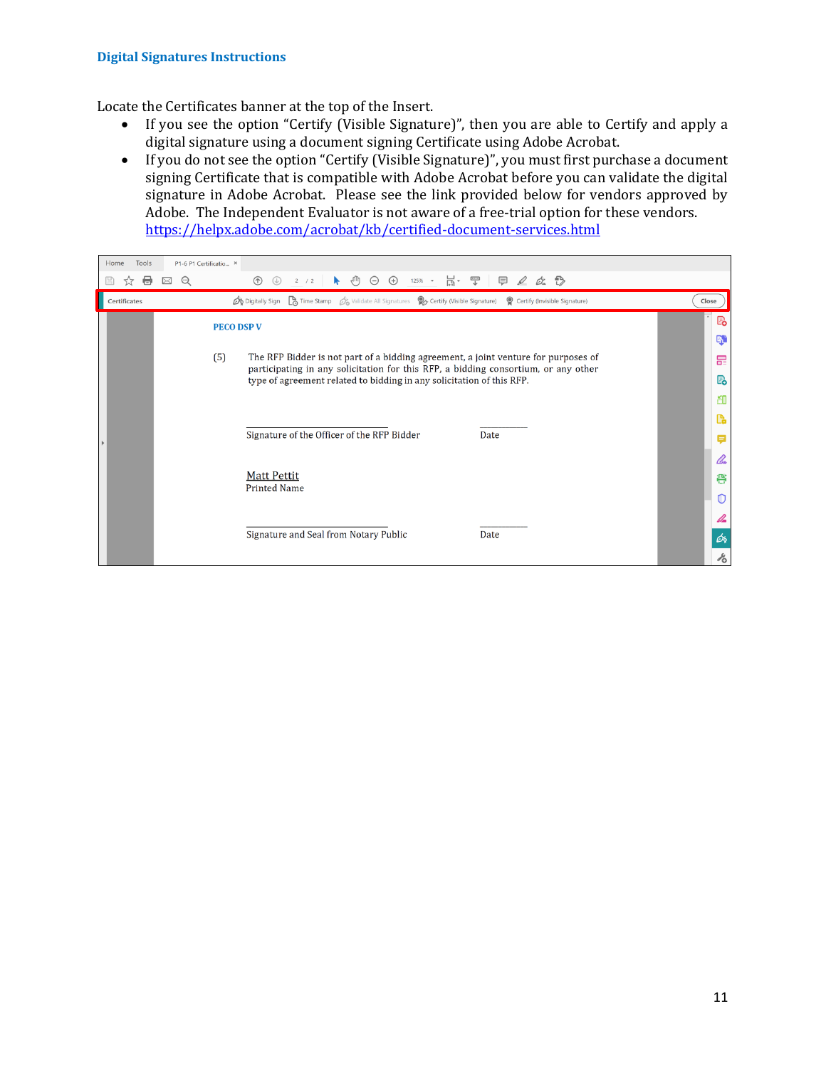## Digital Signatures Instructions

Locate the Certificates banner at the top of the Insert.

- If you see the option "Certify (Visible Signature)", then you are able to Certify and apply a digital signature using a document signing Certificate using Adobe Acrobat.
- If you do not see the option "Certify (Visible Signature)", you must first purchase a document signing Certificate that is compatible with Adobe Acrobat before you can validate the digital signature in Adobe Acrobat. Please see the link provided below for vendors approved by Adobe. The Independent Evaluator is not aware of a free-trial option for these vendors. https://helpx.adobe.com/acrobat/kb/certified-document-services.html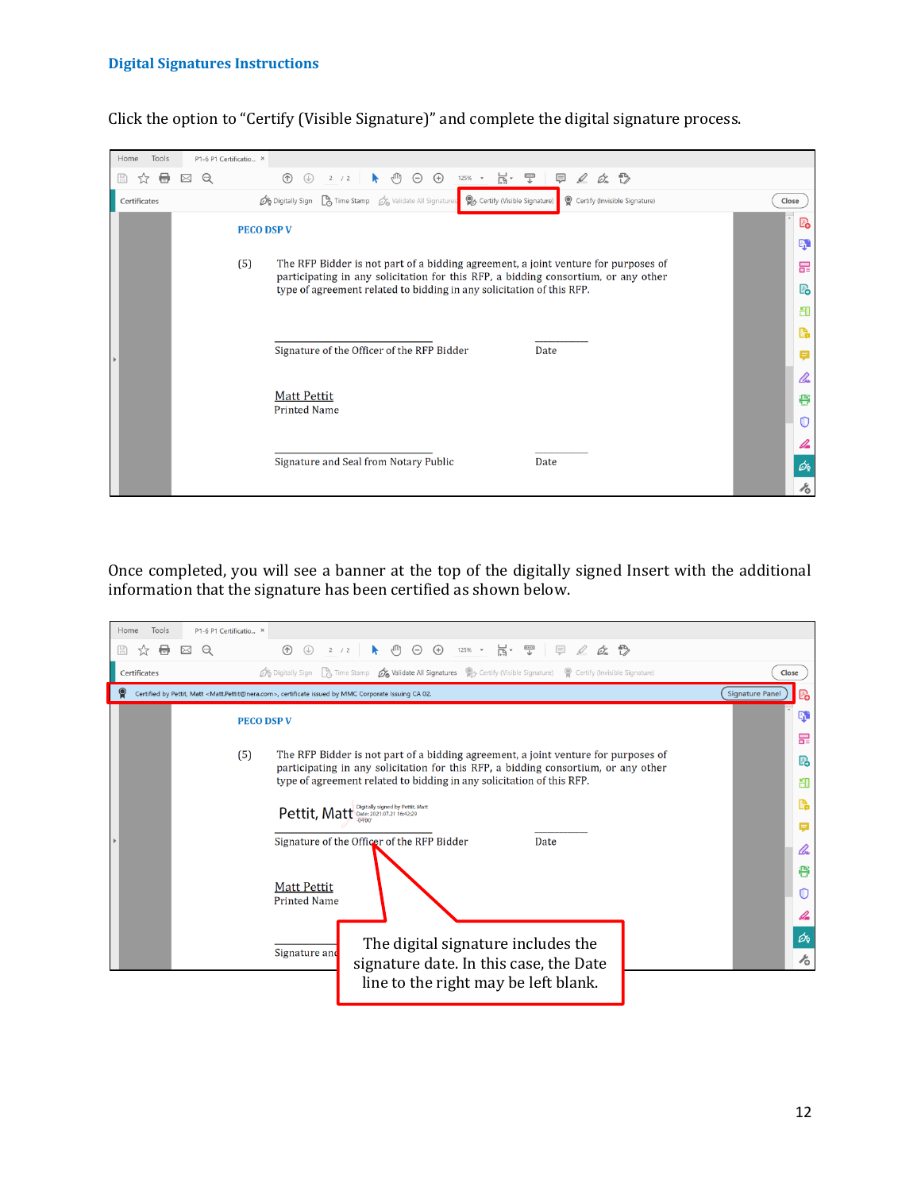Digital Signatures Instructions

Click the option to "Certify (Visible Signature)" and complete the digital signature process.

Once completed, you will see a banner at the top of the digitally signed Insert with the additional information that the signature has been certified as shown below.